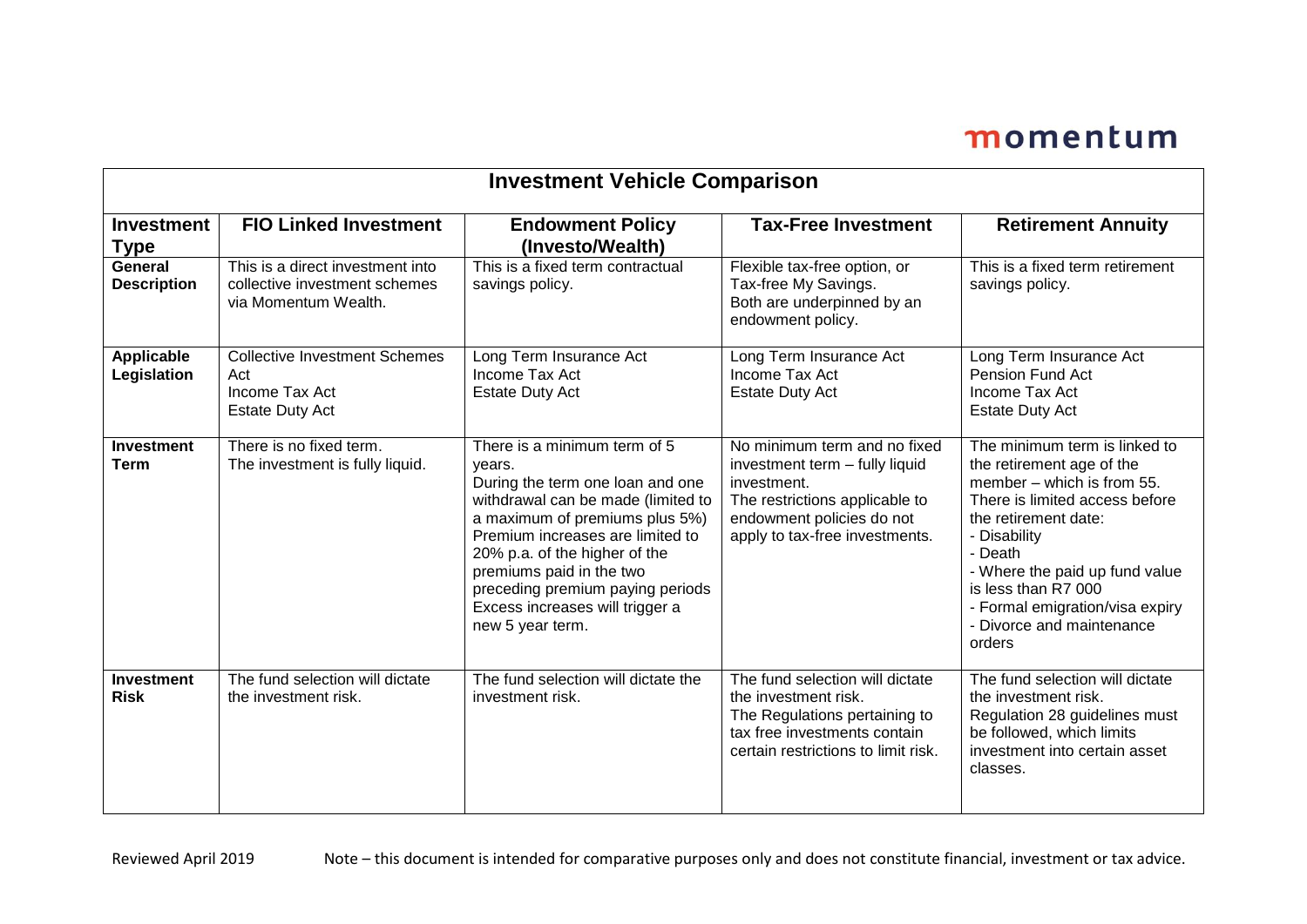momentum

# Investment Vehicle Comparison

| Investment Type | FIO Linked Investment | Endowment Policy (Investo/Wealth) | Tax-Free Investment | Retirement Annuity |
|---|---|---|---|---|
| **General Description** | This is a direct investment into collective investment schemes via Momentum Wealth. | This is a fixed term contractual savings policy. | Flexible tax-free option, or Tax-free My Savings.<br>Both are underpinned by an endowment policy. | This is a fixed term retirement savings policy. |
| **Applicable Legislation** | Collective Investment Schemes Act<br>Income Tax Act<br>Estate Duty Act | Long Term Insurance Act<br>Income Tax Act<br>Estate Duty Act | Long Term Insurance Act<br>Income Tax Act<br>Estate Duty Act | Long Term Insurance Act<br>Pension Fund Act<br>Income Tax Act<br>Estate Duty Act |
| **Investment Term** | There is no fixed term.<br>The investment is fully liquid. | There is a minimum term of 5 years.<br>During the term one loan and one withdrawal can be made (limited to a maximum of premiums plus 5%)<br>Premium increases are limited to 20% p.a. of the higher of the premiums paid in the two preceding premium paying periods<br>Excess increases will trigger a new 5 year term. | No minimum term and no fixed investment term – fully liquid investment.<br>The restrictions applicable to endowment policies do not apply to tax-free investments. | The minimum term is linked to the retirement age of the member – which is from 55.<br>There is limited access before the retirement date:<br>- Disability<br>- Death<br>- Where the paid up fund value is less than R7 000<br>- Formal emigration/visa expiry<br>- Divorce and maintenance orders |
| **Investment Risk** | The fund selection will dictate the investment risk. | The fund selection will dictate the investment risk. | The fund selection will dictate the investment risk.<br>The Regulations pertaining to tax free investments contain certain restrictions to limit risk. | The fund selection will dictate the investment risk.<br>Regulation 28 guidelines must be followed, which limits investment into certain asset classes. |

Reviewed April 2019 — Note – this document is intended for comparative purposes only and does not constitute financial, investment or tax advice.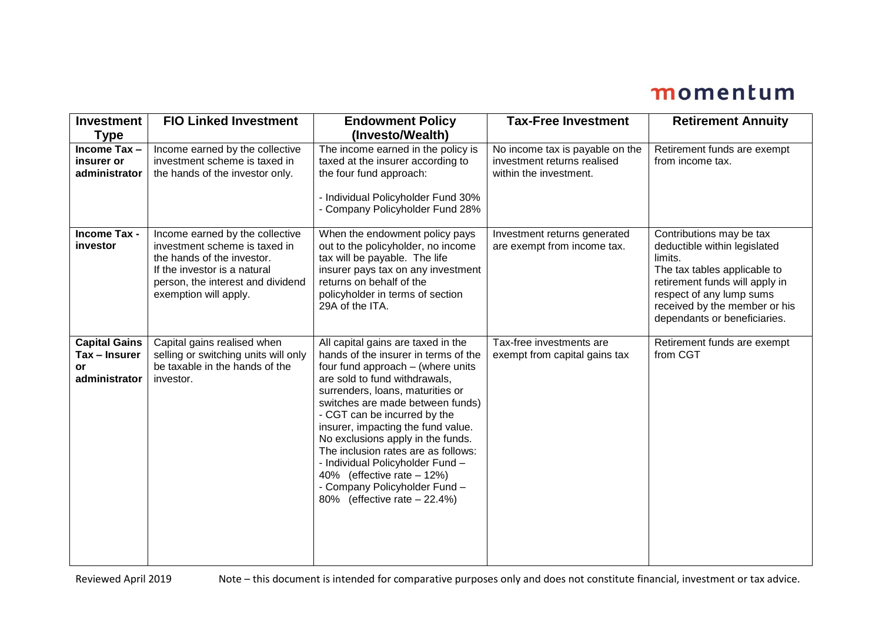| Investment Type | FIO Linked Investment | Endowment Policy (Investo/Wealth) | Tax-Free Investment | Retirement Annuity |
|---|---|---|---|---|
| **Income Tax – insurer or administrator** | Income earned by the collective investment scheme is taxed in the hands of the investor only. | The income earned in the policy is taxed at the insurer according to the four fund approach:<br><br>- Individual Policyholder Fund 30%<br>- Company Policyholder Fund 28% | No income tax is payable on the investment returns realised within the investment. | Retirement funds are exempt from income tax. |
| **Income Tax - investor** | Income earned by the collective investment scheme is taxed in the hands of the investor.<br>If the investor is a natural person, the interest and dividend exemption will apply. | When the endowment policy pays out to the policyholder, no income tax will be payable. The life insurer pays tax on any investment returns on behalf of the policyholder in terms of section 29A of the ITA. | Investment returns generated are exempt from income tax. | Contributions may be tax deductible within legislated limits.<br>The tax tables applicable to retirement funds will apply in respect of any lump sums received by the member or his dependants or beneficiaries. |
| **Capital Gains Tax – Insurer or administrator** | Capital gains realised when selling or switching units will only be taxable in the hands of the investor. | All capital gains are taxed in the hands of the insurer in terms of the four fund approach – (where units are sold to fund withdrawals, surrenders, loans, maturities or switches are made between funds) - CGT can be incurred by the insurer, impacting the fund value. No exclusions apply in the funds. The inclusion rates are as follows:<br>- Individual Policyholder Fund – 40% (effective rate – 12%)<br>- Company Policyholder Fund – 80% (effective rate – 22.4%) | Tax-free investments are exempt from capital gains tax | Retirement funds are exempt from CGT |

Reviewed April 2019 Note – this document is intended for comparative purposes only and does not constitute financial, investment or tax advice.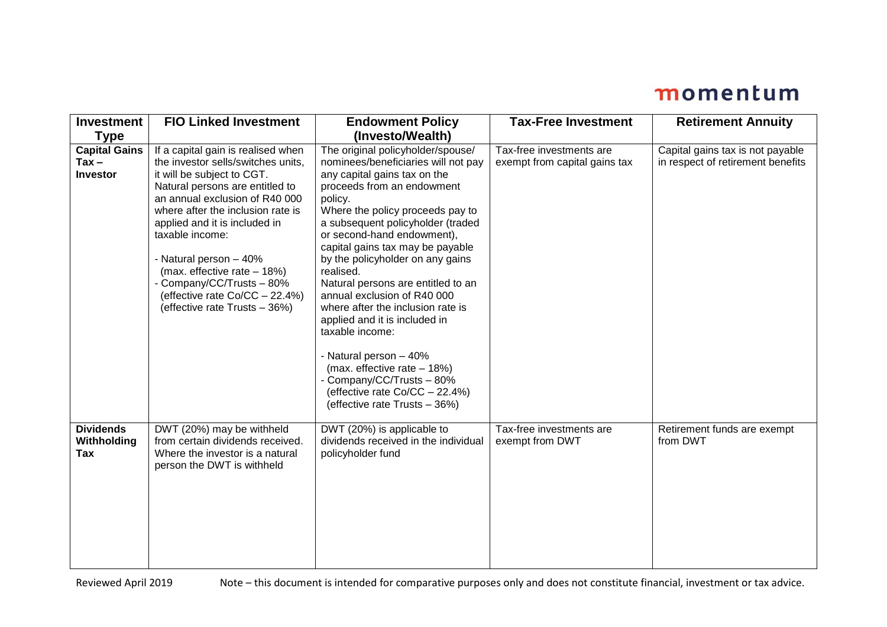| Investment Type | FIO Linked Investment | Endowment Policy (Investo/Wealth) | Tax-Free Investment | Retirement Annuity |
|---|---|---|---|---|
| **Capital Gains Tax – Investor** | If a capital gain is realised when the investor sells/switches units, it will be subject to CGT. Natural persons are entitled to an annual exclusion of R40 000 where after the inclusion rate is applied and it is included in taxable income:<br><br>- Natural person – 40% (max. effective rate – 18%)<br>- Company/CC/Trusts – 80% (effective rate Co/CC – 22.4%) (effective rate Trusts – 36%) | The original policyholder/spouse/ nominees/beneficiaries will not pay any capital gains tax on the proceeds from an endowment policy.<br>Where the policy proceeds pay to a subsequent policyholder (traded or second-hand endowment), capital gains tax may be payable by the policyholder on any gains realised.<br>Natural persons are entitled to an annual exclusion of R40 000 where after the inclusion rate is applied and it is included in taxable income:<br><br>- Natural person – 40% (max. effective rate – 18%)<br>- Company/CC/Trusts – 80% (effective rate Co/CC – 22.4%) (effective rate Trusts – 36%) | Tax-free investments are exempt from capital gains tax | Capital gains tax is not payable in respect of retirement benefits |
| **Dividends Withholding Tax** | DWT (20%) may be withheld from certain dividends received. Where the investor is a natural person the DWT is withheld | DWT (20%) is applicable to dividends received in the individual policyholder fund | Tax-free investments are exempt from DWT | Retirement funds are exempt from DWT |

Reviewed April 2019 Note – this document is intended for comparative purposes only and does not constitute financial, investment or tax advice.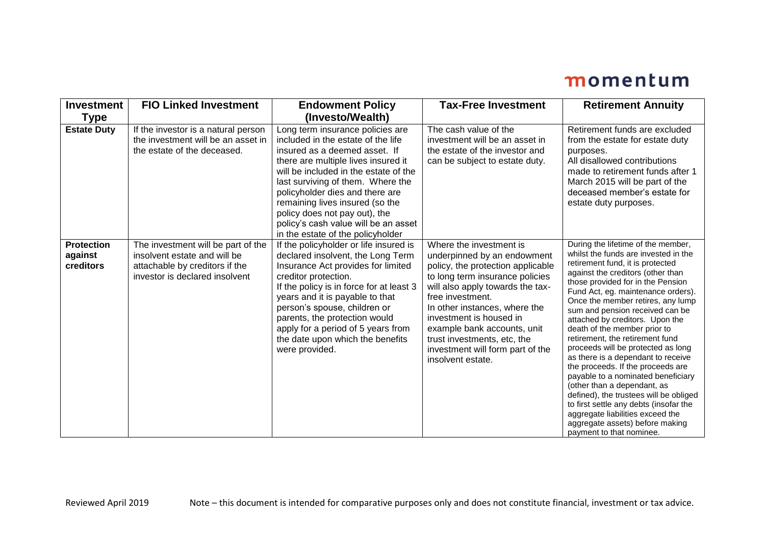| Investment Type | FIO Linked Investment | Endowment Policy (Investo/Wealth) | Tax-Free Investment | Retirement Annuity |
|---|---|---|---|---|
| **Estate Duty** | If the investor is a natural person the investment will be an asset in the estate of the deceased. | Long term insurance policies are included in the estate of the life insured as a deemed asset. If there are multiple lives insured it will be included in the estate of the last surviving of them. Where the policyholder dies and there are remaining lives insured (so the policy does not pay out), the policy's cash value will be an asset in the estate of the policyholder | The cash value of the investment will be an asset in the estate of the investor and can be subject to estate duty. | Retirement funds are excluded from the estate for estate duty purposes. All disallowed contributions made to retirement funds after 1 March 2015 will be part of the deceased member's estate for estate duty purposes. |
| **Protection against creditors** | The investment will be part of the insolvent estate and will be attachable by creditors if the investor is declared insolvent | If the policyholder or life insured is declared insolvent, the Long Term Insurance Act provides for limited creditor protection. If the policy is in force for at least 3 years and it is payable to that person's spouse, children or parents, the protection would apply for a period of 5 years from the date upon which the benefits were provided. | Where the investment is underpinned by an endowment policy, the protection applicable to long term insurance policies will also apply towards the tax-free investment. In other instances, where the investment is housed in example bank accounts, unit trust investments, etc, the investment will form part of the insolvent estate. | During the lifetime of the member, whilst the funds are invested in the retirement fund, it is protected against the creditors (other than those provided for in the Pension Fund Act, eg. maintenance orders). Once the member retires, any lump sum and pension received can be attached by creditors. Upon the death of the member prior to retirement, the retirement fund proceeds will be protected as long as there is a dependant to receive the proceeds. If the proceeds are payable to a nominated beneficiary (other than a dependant, as defined), the trustees will be obliged to first settle any debts (insofar the aggregate liabilities exceed the aggregate assets) before making payment to that nominee. |

Reviewed April 2019 Note – this document is intended for comparative purposes only and does not constitute financial, investment or tax advice.